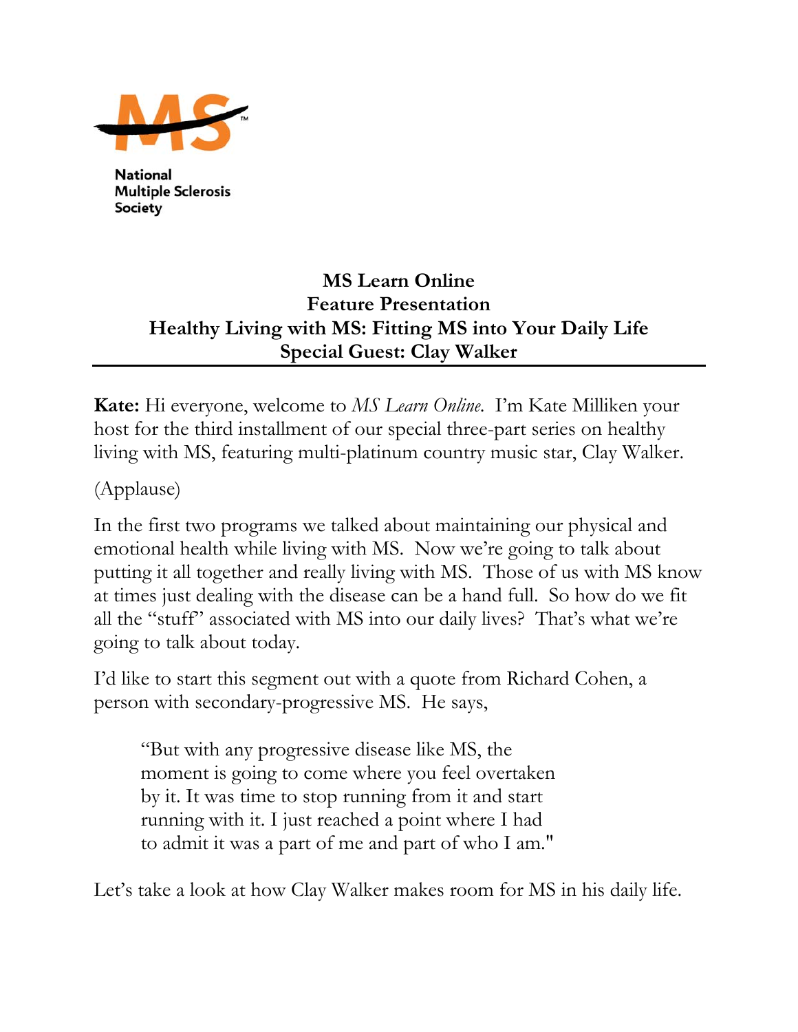National Multiple Sclerosis Society

# MS Learn Online
## Feature Presentation
## Healthy Living with MS: Fitting MS into Your Daily Life
## Special Guest: Clay Walker

---

**Kate:** Hi everyone, welcome to *MS Learn Online*. I'm Kate Milliken your host for the third installment of our special three-part series on healthy living with MS, featuring multi-platinum country music star, Clay Walker.

(Applause)

In the first two programs we talked about maintaining our physical and emotional health while living with MS. Now we're going to talk about putting it all together and really living with MS. Those of us with MS know at times just dealing with the disease can be a hand full. So how do we fit all the "stuff" associated with MS into our daily lives? That's what we're going to talk about today.

I'd like to start this segment out with a quote from Richard Cohen, a person with secondary-progressive MS. He says,

> "But with any progressive disease like MS, the moment is going to come where you feel overtaken by it. It was time to stop running from it and start running with it. I just reached a point where I had to admit it was a part of me and part of who I am."

Let's take a look at how Clay Walker makes room for MS in his daily life.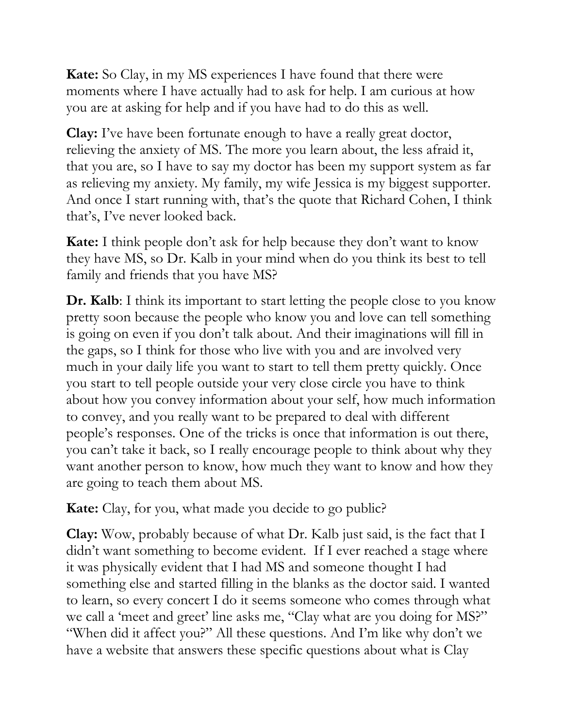**Kate:** So Clay, in my MS experiences I have found that there were moments where I have actually had to ask for help. I am curious at how you are at asking for help and if you have had to do this as well.

**Clay:** I've have been fortunate enough to have a really great doctor, relieving the anxiety of MS. The more you learn about, the less afraid it, that you are, so I have to say my doctor has been my support system as far as relieving my anxiety. My family, my wife Jessica is my biggest supporter. And once I start running with, that's the quote that Richard Cohen, I think that's, I've never looked back.

**Kate:** I think people don't ask for help because they don't want to know they have MS, so Dr. Kalb in your mind when do you think its best to tell family and friends that you have MS?

**Dr. Kalb**: I think its important to start letting the people close to you know pretty soon because the people who know you and love can tell something is going on even if you don't talk about. And their imaginations will fill in the gaps, so I think for those who live with you and are involved very much in your daily life you want to start to tell them pretty quickly. Once you start to tell people outside your very close circle you have to think about how you convey information about your self, how much information to convey, and you really want to be prepared to deal with different people's responses. One of the tricks is once that information is out there, you can't take it back, so I really encourage people to think about why they want another person to know, how much they want to know and how they are going to teach them about MS.

**Kate:** Clay, for you, what made you decide to go public?

**Clay:** Wow, probably because of what Dr. Kalb just said, is the fact that I didn't want something to become evident. If I ever reached a stage where it was physically evident that I had MS and someone thought I had something else and started filling in the blanks as the doctor said. I wanted to learn, so every concert I do it seems someone who comes through what we call a 'meet and greet' line asks me, "Clay what are you doing for MS?" "When did it affect you?" All these questions. And I'm like why don't we have a website that answers these specific questions about what is Clay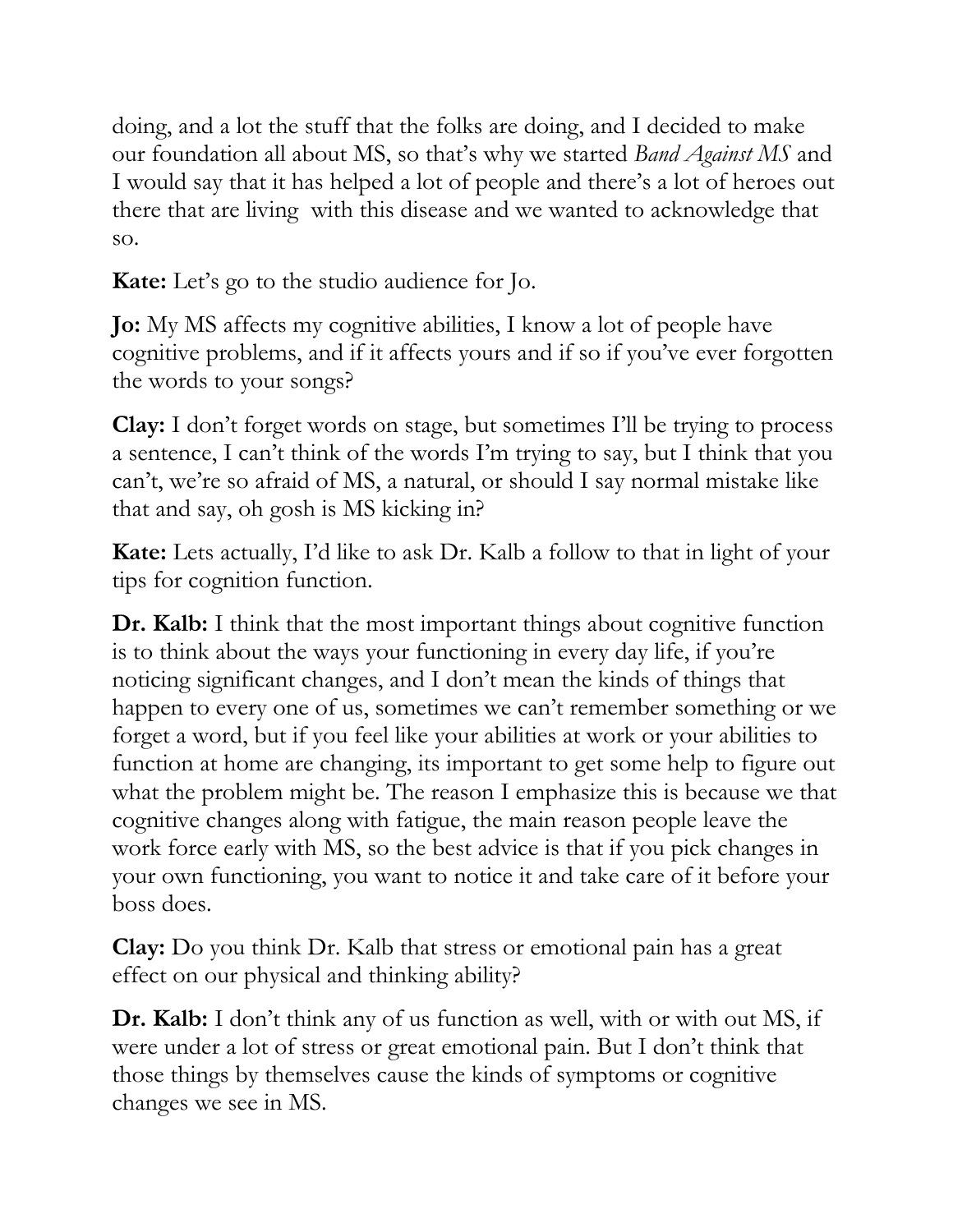doing, and a lot the stuff that the folks are doing, and I decided to make our foundation all about MS, so that's why we started *Band Against MS* and I would say that it has helped a lot of people and there's a lot of heroes out there that are living with this disease and we wanted to acknowledge that so.

**Kate:** Let's go to the studio audience for Jo.

**Jo:** My MS affects my cognitive abilities, I know a lot of people have cognitive problems, and if it affects yours and if so if you've ever forgotten the words to your songs?

**Clay:** I don't forget words on stage, but sometimes I'll be trying to process a sentence, I can't think of the words I'm trying to say, but I think that you can't, we're so afraid of MS, a natural, or should I say normal mistake like that and say, oh gosh is MS kicking in?

**Kate:** Lets actually, I'd like to ask Dr. Kalb a follow to that in light of your tips for cognition function.

**Dr. Kalb:** I think that the most important things about cognitive function is to think about the ways your functioning in every day life, if you're noticing significant changes, and I don't mean the kinds of things that happen to every one of us, sometimes we can't remember something or we forget a word, but if you feel like your abilities at work or your abilities to function at home are changing, its important to get some help to figure out what the problem might be. The reason I emphasize this is because we that cognitive changes along with fatigue, the main reason people leave the work force early with MS, so the best advice is that if you pick changes in your own functioning, you want to notice it and take care of it before your boss does.

**Clay:** Do you think Dr. Kalb that stress or emotional pain has a great effect on our physical and thinking ability?

**Dr. Kalb:** I don't think any of us function as well, with or with out MS, if were under a lot of stress or great emotional pain. But I don't think that those things by themselves cause the kinds of symptoms or cognitive changes we see in MS.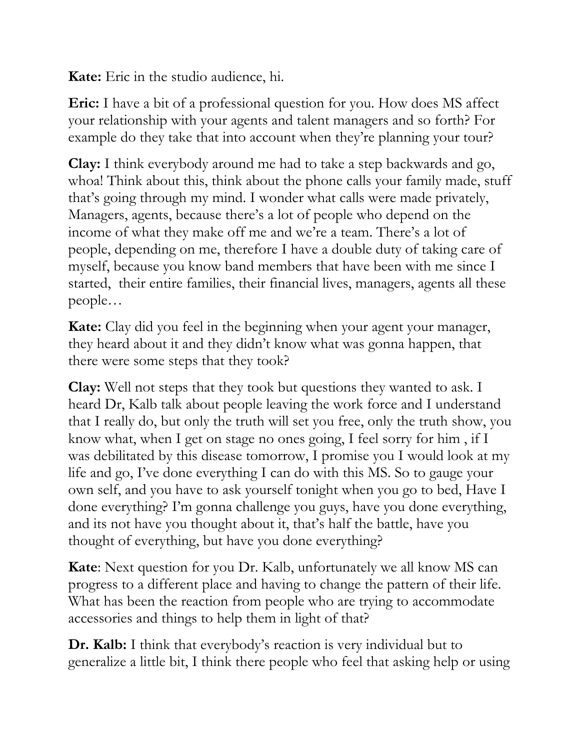**Kate:** Eric in the studio audience, hi.

**Eric:** I have a bit of a professional question for you. How does MS affect your relationship with your agents and talent managers and so forth? For example do they take that into account when they're planning your tour?

**Clay:** I think everybody around me had to take a step backwards and go, whoa! Think about this, think about the phone calls your family made, stuff that's going through my mind. I wonder what calls were made privately, Managers, agents, because there's a lot of people who depend on the income of what they make off me and we're a team. There's a lot of people, depending on me, therefore I have a double duty of taking care of myself, because you know band members that have been with me since I started, their entire families, their financial lives, managers, agents all these people…

**Kate:** Clay did you feel in the beginning when your agent your manager, they heard about it and they didn't know what was gonna happen, that there were some steps that they took?

**Clay:** Well not steps that they took but questions they wanted to ask. I heard Dr, Kalb talk about people leaving the work force and I understand that I really do, but only the truth will set you free, only the truth show, you know what, when I get on stage no ones going, I feel sorry for him , if I was debilitated by this disease tomorrow, I promise you I would look at my life and go, I've done everything I can do with this MS. So to gauge your own self, and you have to ask yourself tonight when you go to bed, Have I done everything? I'm gonna challenge you guys, have you done everything, and its not have you thought about it, that's half the battle, have you thought of everything, but have you done everything?

**Kate**: Next question for you Dr. Kalb, unfortunately we all know MS can progress to a different place and having to change the pattern of their life. What has been the reaction from people who are trying to accommodate accessories and things to help them in light of that?

**Dr. Kalb:** I think that everybody's reaction is very individual but to generalize a little bit, I think there people who feel that asking help or using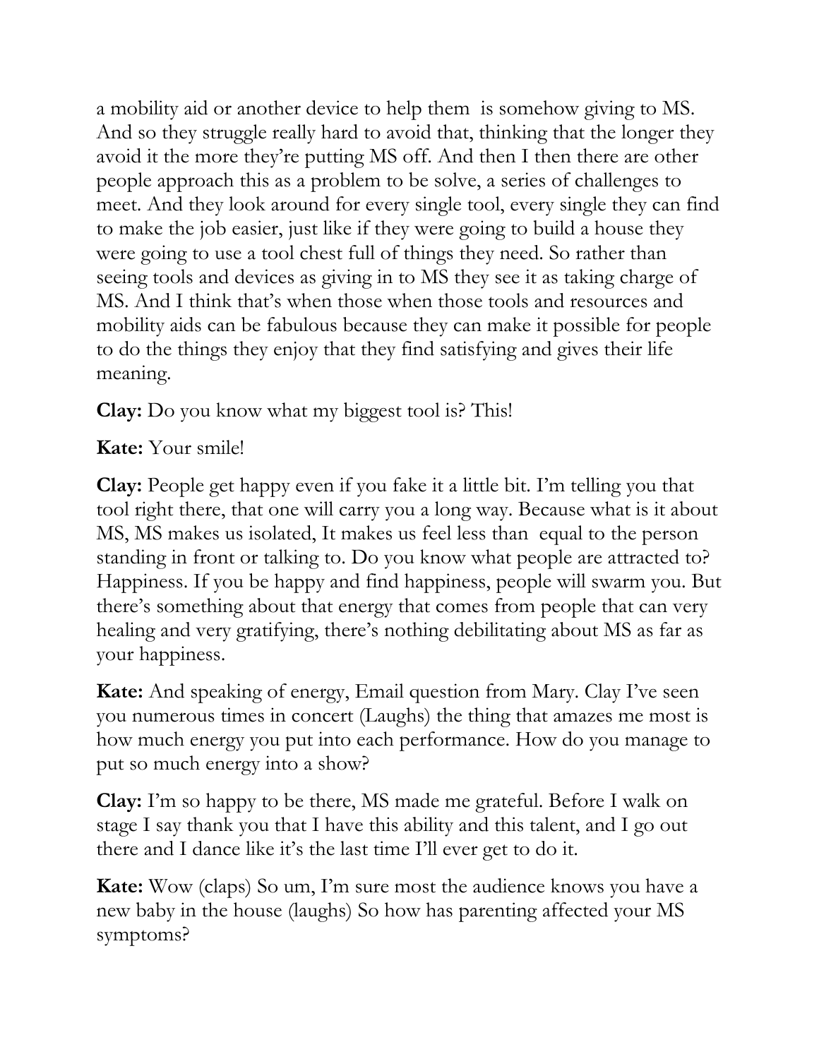a mobility aid or another device to help them  is somehow giving to MS. And so they struggle really hard to avoid that, thinking that the longer they avoid it the more they're putting MS off. And then I then there are other people approach this as a problem to be solve, a series of challenges to meet. And they look around for every single tool, every single they can find to make the job easier, just like if they were going to build a house they were going to use a tool chest full of things they need. So rather than seeing tools and devices as giving in to MS they see it as taking charge of MS. And I think that's when those when those tools and resources and mobility aids can be fabulous because they can make it possible for people to do the things they enjoy that they find satisfying and gives their life meaning.

**Clay:** Do you know what my biggest tool is? This!

**Kate:** Your smile!

**Clay:** People get happy even if you fake it a little bit. I'm telling you that tool right there, that one will carry you a long way. Because what is it about MS, MS makes us isolated, It makes us feel less than  equal to the person standing in front or talking to. Do you know what people are attracted to? Happiness. If you be happy and find happiness, people will swarm you. But there's something about that energy that comes from people that can very healing and very gratifying, there's nothing debilitating about MS as far as your happiness.

**Kate:** And speaking of energy, Email question from Mary. Clay I've seen you numerous times in concert (Laughs) the thing that amazes me most is how much energy you put into each performance. How do you manage to put so much energy into a show?

**Clay:** I'm so happy to be there, MS made me grateful. Before I walk on stage I say thank you that I have this ability and this talent, and I go out there and I dance like it's the last time I'll ever get to do it.

**Kate:** Wow (claps) So um, I'm sure most the audience knows you have a new baby in the house (laughs) So how has parenting affected your MS symptoms?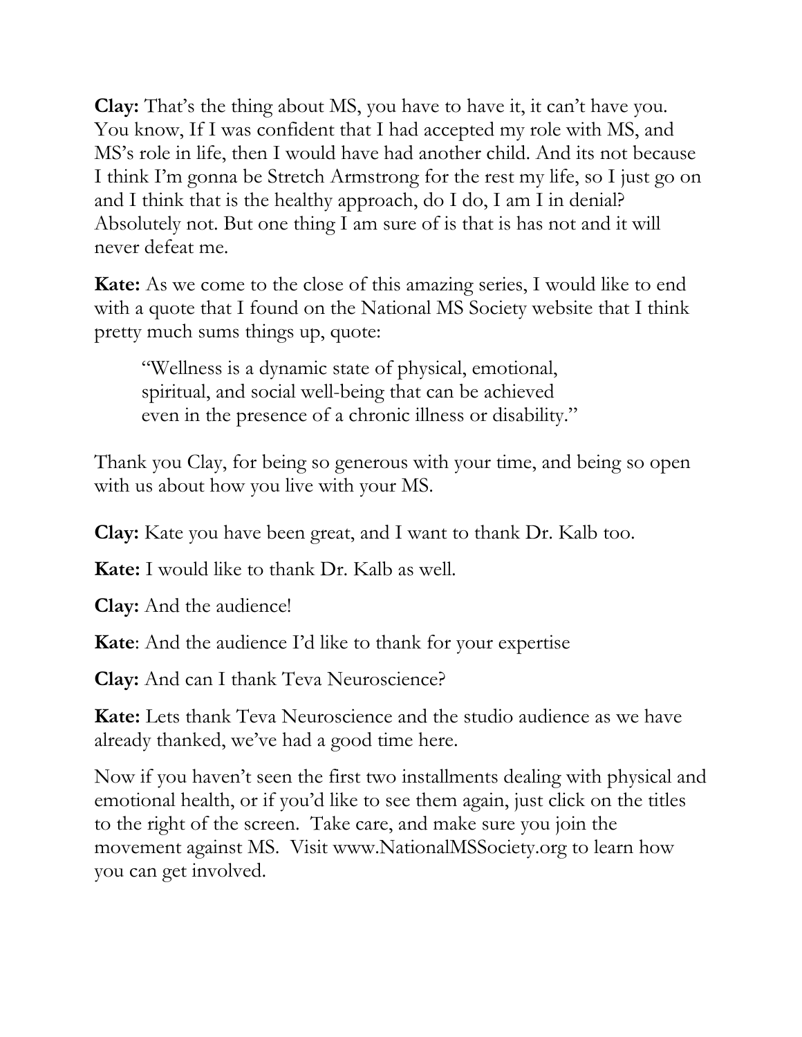**Clay:** That's the thing about MS, you have to have it, it can't have you. You know, If I was confident that I had accepted my role with MS, and MS's role in life, then I would have had another child. And its not because I think I'm gonna be Stretch Armstrong for the rest my life, so I just go on and I think that is the healthy approach, do I do, I am I in denial? Absolutely not. But one thing I am sure of is that is has not and it will never defeat me.

**Kate:** As we come to the close of this amazing series, I would like to end with a quote that I found on the National MS Society website that I think pretty much sums things up, quote:

> "Wellness is a dynamic state of physical, emotional, spiritual, and social well-being that can be achieved even in the presence of a chronic illness or disability."

Thank you Clay, for being so generous with your time, and being so open with us about how you live with your MS.

**Clay:** Kate you have been great, and I want to thank Dr. Kalb too.

**Kate:** I would like to thank Dr. Kalb as well.

**Clay:** And the audience!

**Kate**: And the audience I'd like to thank for your expertise

**Clay:** And can I thank Teva Neuroscience?

**Kate:** Lets thank Teva Neuroscience and the studio audience as we have already thanked, we've had a good time here.

Now if you haven't seen the first two installments dealing with physical and emotional health, or if you'd like to see them again, just click on the titles to the right of the screen. Take care, and make sure you join the movement against MS. Visit www.NationalMSSociety.org to learn how you can get involved.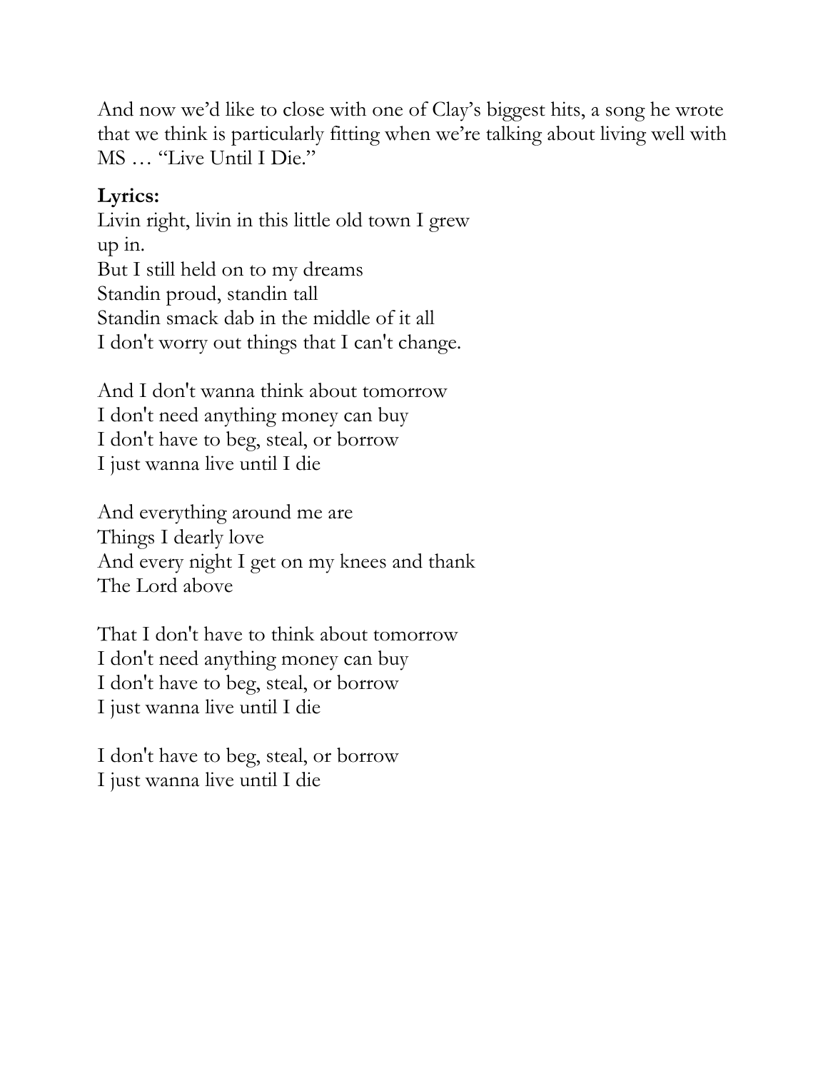And now we'd like to close with one of Clay's biggest hits, a song he wrote that we think is particularly fitting when we're talking about living well with MS … "Live Until I Die."

**Lyrics:**

Livin right, livin in this little old town I grew up in.
But I still held on to my dreams
Standin proud, standin tall
Standin smack dab in the middle of it all
I don't worry out things that I can't change.

And I don't wanna think about tomorrow
I don't need anything money can buy
I don't have to beg, steal, or borrow
I just wanna live until I die

And everything around me are
Things I dearly love
And every night I get on my knees and thank
The Lord above

That I don't have to think about tomorrow
I don't need anything money can buy
I don't have to beg, steal, or borrow
I just wanna live until I die

I don't have to beg, steal, or borrow
I just wanna live until I die